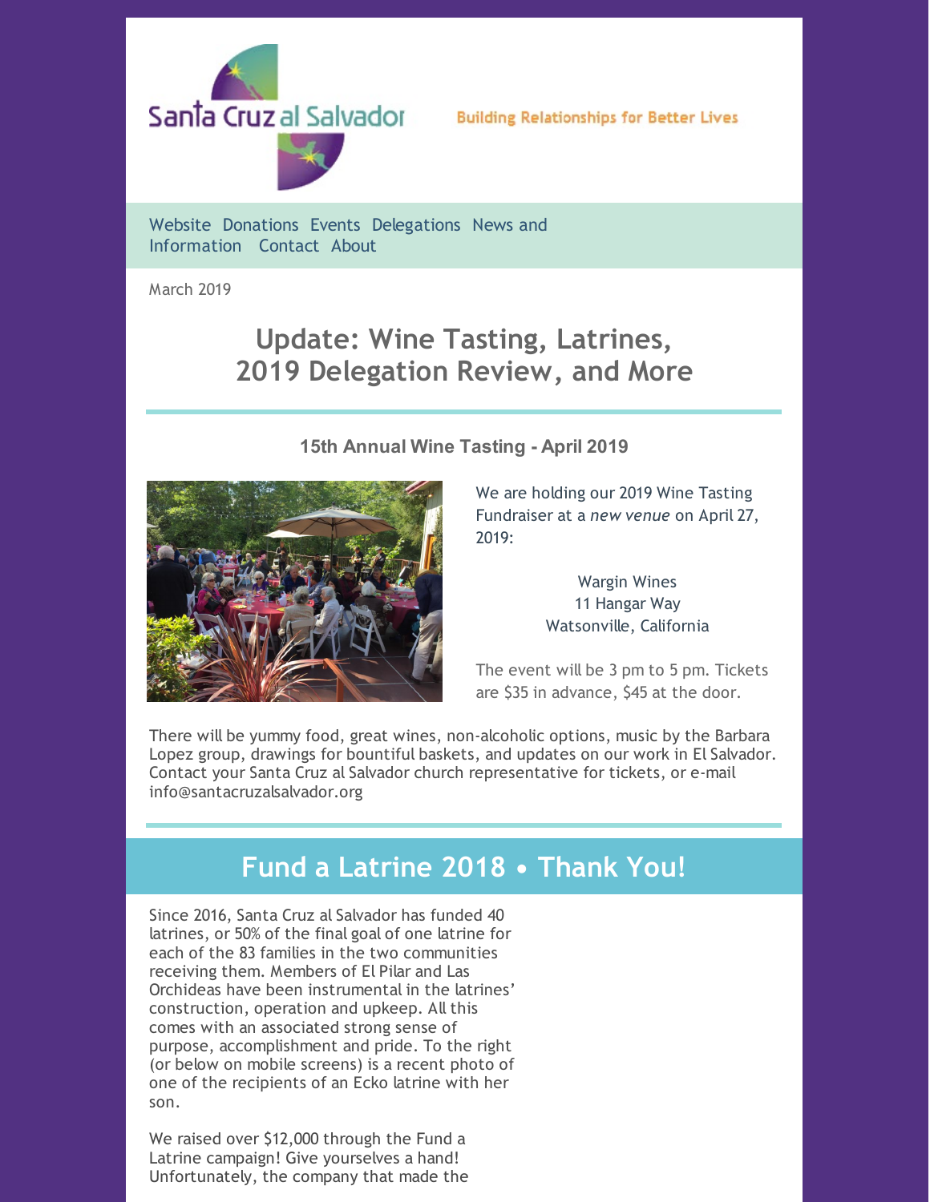Santa Cruz al Salvador

Building Relationships for Better Lives

Website Donations Events Delegations News and Information Contact About

March 2019

# Update: Wine Tasting, Latrines, 2019 Delegation Review, and More

### 15th Annual Wine Tasting - April 2019

We are holding our 2019 Wine Tasting Fundraiser at a *new venue* on April 27, 2019:

Wargin Wines
11 Hangar Way
Watsonville, California

The event will be 3 pm to 5 pm. Tickets are $35 in advance, $45 at the door.

There will be yummy food, great wines, non-alcoholic options, music by the Barbara Lopez group, drawings for bountiful baskets, and updates on our work in El Salvador. Contact your Santa Cruz al Salvador church representative for tickets, or e-mail info@santacruzalsalvador.org

## Fund a Latrine 2018 • Thank You!

Since 2016, Santa Cruz al Salvador has funded 40 latrines, or 50% of the final goal of one latrine for each of the 83 families in the two communities receiving them. Members of El Pilar and Las Orchideas have been instrumental in the latrines' construction, operation and upkeep. All this comes with an associated strong sense of purpose, accomplishment and pride. To the right (or below on mobile screens) is a recent photo of one of the recipients of an Ecko latrine with her son.

We raised over $12,000 through the Fund a Latrine campaign! Give yourselves a hand! Unfortunately, the company that made the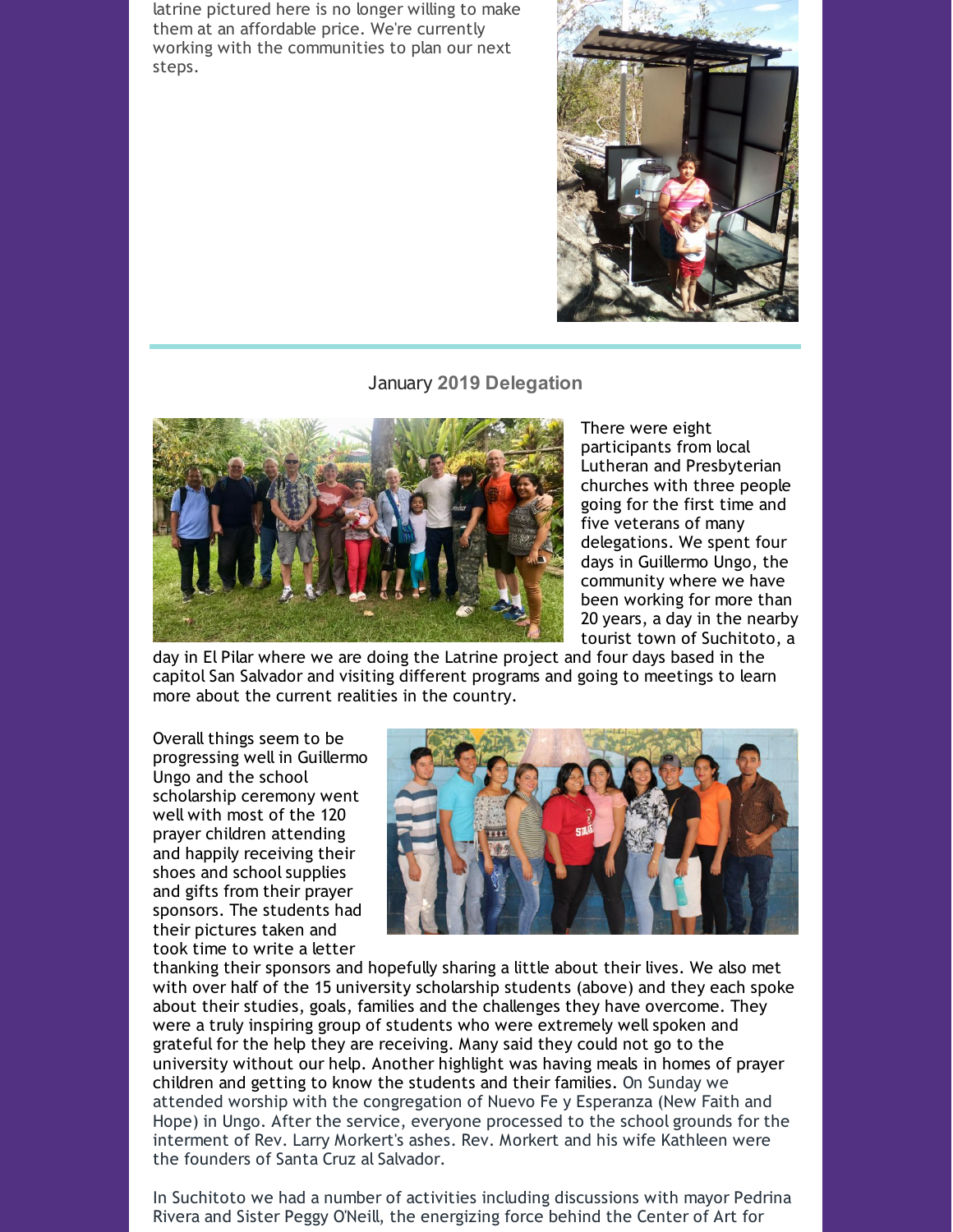latrine pictured here is no longer willing to make them at an affordable price. We're currently working with the communities to plan our next steps.

## January 2019 Delegation

There were eight participants from local Lutheran and Presbyterian churches with three people going for the first time and five veterans of many delegations. We spent four days in Guillermo Ungo, the community where we have been working for more than 20 years, a day in the nearby tourist town of Suchitoto, a day in El Pilar where we are doing the Latrine project and four days based in the capitol San Salvador and visiting different programs and going to meetings to learn more about the current realities in the country.

Overall things seem to be progressing well in Guillermo Ungo and the school scholarship ceremony went well with most of the 120 prayer children attending and happily receiving their shoes and school supplies and gifts from their prayer sponsors. The students had their pictures taken and took time to write a letter thanking their sponsors and hopefully sharing a little about their lives. We also met with over half of the 15 university scholarship students (above) and they each spoke about their studies, goals, families and the challenges they have overcome. They were a truly inspiring group of students who were extremely well spoken and grateful for the help they are receiving. Many said they could not go to the university without our help. Another highlight was having meals in homes of prayer children and getting to know the students and their families. On Sunday we attended worship with the congregation of Nuevo Fe y Esperanza (New Faith and Hope) in Ungo. After the service, everyone processed to the school grounds for the interment of Rev. Larry Morkert's ashes. Rev. Morkert and his wife Kathleen were the founders of Santa Cruz al Salvador.

In Suchitoto we had a number of activities including discussions with mayor Pedrina Rivera and Sister Peggy O'Neill, the energizing force behind the Center of Art for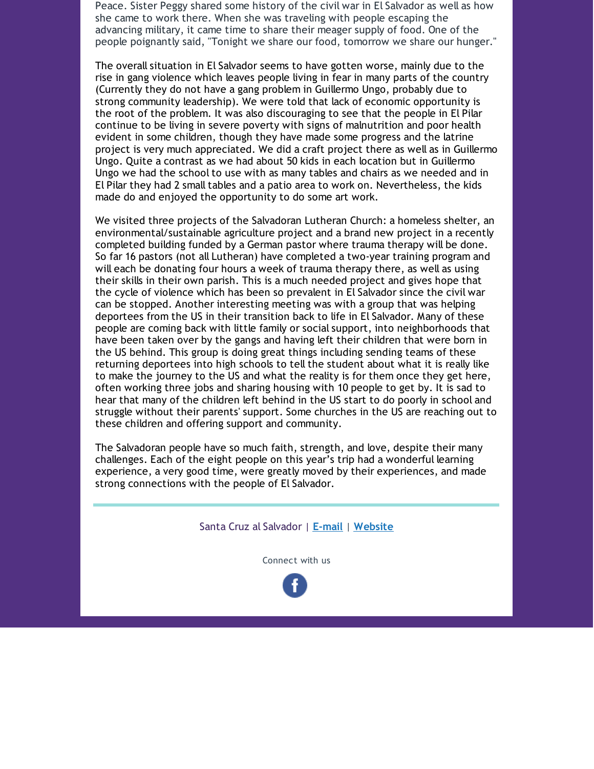Peace. Sister Peggy shared some history of the civil war in El Salvador as well as how she came to work there. When she was traveling with people escaping the advancing military, it came time to share their meager supply of food. One of the people poignantly said, "Tonight we share our food, tomorrow we share our hunger."

The overall situation in El Salvador seems to have gotten worse, mainly due to the rise in gang violence which leaves people living in fear in many parts of the country (Currently they do not have a gang problem in Guillermo Ungo, probably due to strong community leadership). We were told that lack of economic opportunity is the root of the problem. It was also discouraging to see that the people in El Pilar continue to be living in severe poverty with signs of malnutrition and poor health evident in some children, though they have made some progress and the latrine project is very much appreciated. We did a craft project there as well as in Guillermo Ungo. Quite a contrast as we had about 50 kids in each location but in Guillermo Ungo we had the school to use with as many tables and chairs as we needed and in El Pilar they had 2 small tables and a patio area to work on. Nevertheless, the kids made do and enjoyed the opportunity to do some art work.

We visited three projects of the Salvadoran Lutheran Church: a homeless shelter, an environmental/sustainable agriculture project and a brand new project in a recently completed building funded by a German pastor where trauma therapy will be done. So far 16 pastors (not all Lutheran) have completed a two-year training program and will each be donating four hours a week of trauma therapy there, as well as using their skills in their own parish. This is a much needed project and gives hope that the cycle of violence which has been so prevalent in El Salvador since the civil war can be stopped. Another interesting meeting was with a group that was helping deportees from the US in their transition back to life in El Salvador. Many of these people are coming back with little family or social support, into neighborhoods that have been taken over by the gangs and having left their children that were born in the US behind. This group is doing great things including sending teams of these returning deportees into high schools to tell the student about what it is really like to make the journey to the US and what the reality is for them once they get here, often working three jobs and sharing housing with 10 people to get by. It is sad to hear that many of the children left behind in the US start to do poorly in school and struggle without their parents' support. Some churches in the US are reaching out to these children and offering support and community.

The Salvadoran people have so much faith, strength, and love, despite their many challenges. Each of the eight people on this year's trip had a wonderful learning experience, a very good time, were greatly moved by their experiences, and made strong connections with the people of El Salvador.

---

Santa Cruz al Salvador | E-mail | Website

Connect with us